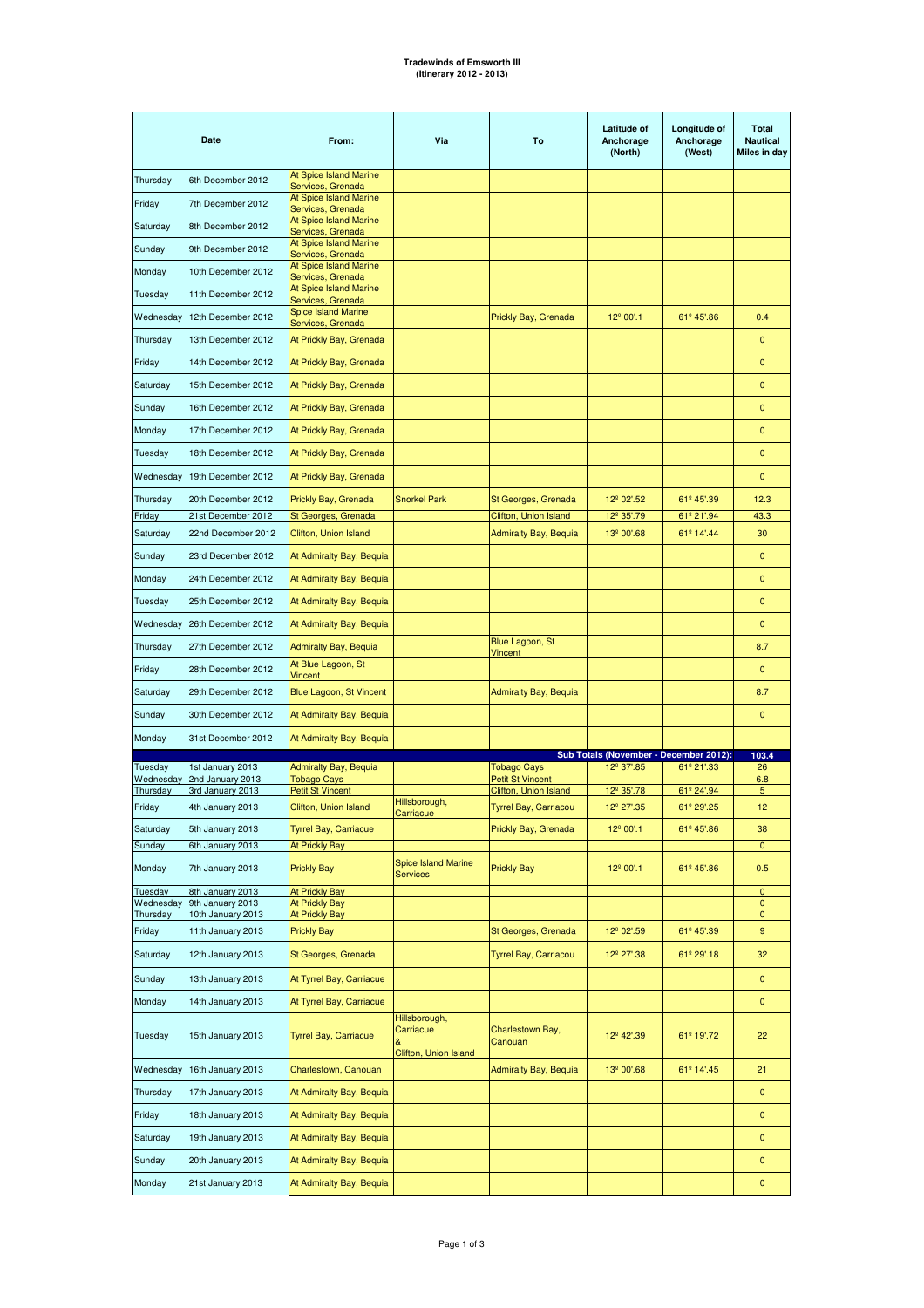**Tradewinds of Emsworth III**
**(Itinerary 2012 - 2013)**

| Date | | From: | Via | To | Latitude of Anchorage (North) | Longitude of Anchorage (West) | Total Nautical Miles in day |
|---|---|---|---|---|---|---|---|
| Thursday | 6th December 2012 | At Spice Island Marine Services, Grenada | | | | | |
| Friday | 7th December 2012 | At Spice Island Marine Services, Grenada | | | | | |
| Saturday | 8th December 2012 | At Spice Island Marine Services, Grenada | | | | | |
| Sunday | 9th December 2012 | At Spice Island Marine Services, Grenada | | | | | |
| Monday | 10th December 2012 | At Spice Island Marine Services, Grenada | | | | | |
| Tuesday | 11th December 2012 | At Spice Island Marine Services, Grenada | | | | | |
| Wednesday | 12th December 2012 | Spice Island Marine Services, Grenada | | Prickly Bay, Grenada | 12º 00'.1 | 61º 45'.86 | 0.4 |
| Thursday | 13th December 2012 | At Prickly Bay, Grenada | | | | | 0 |
| Friday | 14th December 2012 | At Prickly Bay, Grenada | | | | | 0 |
| Saturday | 15th December 2012 | At Prickly Bay, Grenada | | | | | 0 |
| Sunday | 16th December 2012 | At Prickly Bay, Grenada | | | | | 0 |
| Monday | 17th December 2012 | At Prickly Bay, Grenada | | | | | 0 |
| Tuesday | 18th December 2012 | At Prickly Bay, Grenada | | | | | 0 |
| Wednesday | 19th December 2012 | At Prickly Bay, Grenada | | | | | 0 |
| Thursday | 20th December 2012 | Prickly Bay, Grenada | Snorkel Park | St Georges, Grenada | 12º 02'.52 | 61º 45'.39 | 12.3 |
| Friday | 21st December 2012 | St Georges, Grenada | | Clifton, Union Island | 12º 35'.79 | 61º 21'.94 | 43.3 |
| Saturday | 22nd December 2012 | Clifton, Union Island | | Admiralty Bay, Bequia | 13º 00'.68 | 61º 14'.44 | 30 |
| Sunday | 23rd December 2012 | At Admiralty Bay, Bequia | | | | | 0 |
| Monday | 24th December 2012 | At Admiralty Bay, Bequia | | | | | 0 |
| Tuesday | 25th December 2012 | At Admiralty Bay, Bequia | | | | | 0 |
| Wednesday | 26th December 2012 | At Admiralty Bay, Bequia | | | | | 0 |
| Thursday | 27th December 2012 | Admiralty Bay, Bequia | | Blue Lagoon, St Vincent | | | 8.7 |
| Friday | 28th December 2012 | At Blue Lagoon, St Vincent | | | | | 0 |
| Saturday | 29th December 2012 | Blue Lagoon, St Vincent | | Admiralty Bay, Bequia | | | 8.7 |
| Sunday | 30th December 2012 | At Admiralty Bay, Bequia | | | | | 0 |
| Monday | 31st December 2012 | At Admiralty Bay, Bequia | | | | | |
| | | | | | **Sub Totals (November - December 2012):** | | **103.4** |
| Tuesday | 1st January 2013 | Admiralty Bay, Bequia | | Tobago Cays | 12º 37'.85 | 61º 21'.33 | 26 |
| Wednesday | 2nd January 2013 | Tobago Cays | | Petit St Vincent | | | 6.8 |
| Thursday | 3rd January 2013 | Petit St Vincent | | Clifton, Union Island | 12º 35'.78 | 61º 24'.94 | 5 |
| Friday | 4th January 2013 | Clifton, Union Island | Hillsborough, Carriacue | Tyrrel Bay, Carriacou | 12º 27'.35 | 61º 29'.25 | 12 |
| Saturday | 5th January 2013 | Tyrrel Bay, Carriacue | | Prickly Bay, Grenada | 12º 00'.1 | 61º 45'.86 | 38 |
| Sunday | 6th January 2013 | At Prickly Bay | | | | | 0 |
| Monday | 7th January 2013 | Prickly Bay | Spice Island Marine Services | Prickly Bay | 12º 00'.1 | 61º 45'.86 | 0.5 |
| Tuesday | 8th January 2013 | At Prickly Bay | | | | | 0 |
| Wednesday | 9th January 2013 | At Prickly Bay | | | | | 0 |
| Thursday | 10th January 2013 | At Prickly Bay | | | | | 0 |
| Friday | 11th January 2013 | Prickly Bay | | St Georges, Grenada | 12º 02'.59 | 61º 45'.39 | 9 |
| Saturday | 12th January 2013 | St Georges, Grenada | | Tyrrel Bay, Carriacou | 12º 27'.38 | 61º 29'.18 | 32 |
| Sunday | 13th January 2013 | At Tyrrel Bay, Carriacue | | | | | 0 |
| Monday | 14th January 2013 | At Tyrrel Bay, Carriacue | | | | | 0 |
| Tuesday | 15th January 2013 | Tyrrel Bay, Carriacue | Hillsborough, Carriacue & Clifton, Union Island | Charlestown Bay, Canouan | 12º 42'.39 | 61º 19'.72 | 22 |
| Wednesday | 16th January 2013 | Charlestown, Canouan | | Admiralty Bay, Bequia | 13º 00'.68 | 61º 14'.45 | 21 |
| Thursday | 17th January 2013 | At Admiralty Bay, Bequia | | | | | 0 |
| Friday | 18th January 2013 | At Admiralty Bay, Bequia | | | | | 0 |
| Saturday | 19th January 2013 | At Admiralty Bay, Bequia | | | | | 0 |
| Sunday | 20th January 2013 | At Admiralty Bay, Bequia | | | | | 0 |
| Monday | 21st January 2013 | At Admiralty Bay, Bequia | | | | | 0 |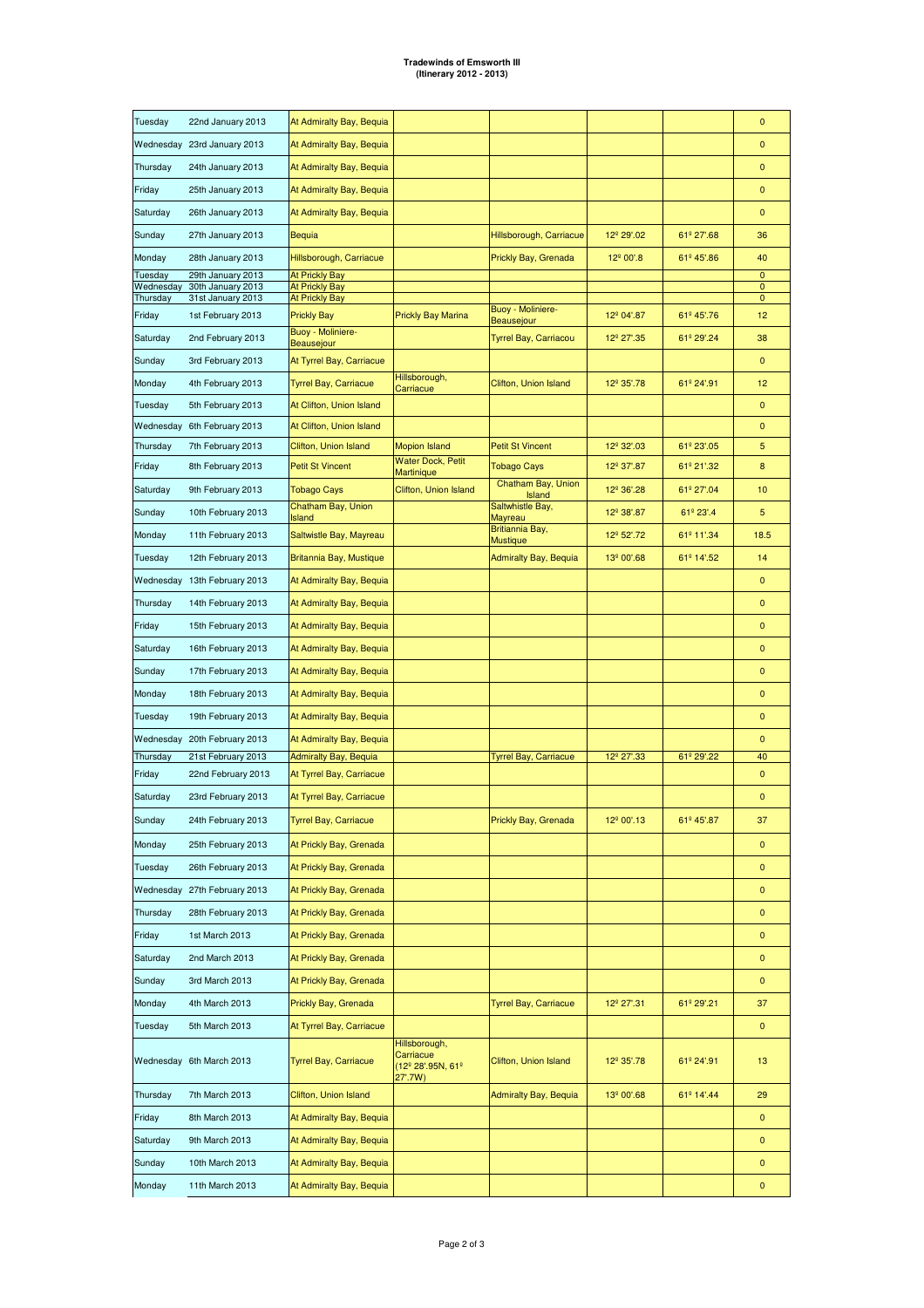**Tradewinds of Emsworth III**
**(Itinerary 2012 - 2013)**

| | | | | | | | |
|---|---|---|---|---|---|---|---|
| Tuesday | 22nd January 2013 | At Admiralty Bay, Bequia | | | | | 0 |
| Wednesday | 23rd January 2013 | At Admiralty Bay, Bequia | | | | | 0 |
| Thursday | 24th January 2013 | At Admiralty Bay, Bequia | | | | | 0 |
| Friday | 25th January 2013 | At Admiralty Bay, Bequia | | | | | 0 |
| Saturday | 26th January 2013 | At Admiralty Bay, Bequia | | | | | 0 |
| Sunday | 27th January 2013 | Bequia | | Hillsborough, Carriacue | 12º 29'.02 | 61º 27'.68 | 36 |
| Monday | 28th January 2013 | Hillsborough, Carriacue | | Prickly Bay, Grenada | 12º 00'.8 | 61º 45'.86 | 40 |
| Tuesday | 29th January 2013 | At Prickly Bay | | | | | 0 |
| Wednesday | 30th January 2013 | At Prickly Bay | | | | | 0 |
| Thursday | 31st January 2013 | At Prickly Bay | | | | | 0 |
| Friday | 1st February 2013 | Prickly Bay | Prickly Bay Marina | Buoy - Moliniere-Beausejour | 12º 04'.87 | 61º 45'.76 | 12 |
| Saturday | 2nd February 2013 | Buoy - Moliniere-Beausejour | | Tyrrel Bay, Carriacou | 12º 27'.35 | 61º 29'.24 | 38 |
| Sunday | 3rd February 2013 | At Tyrrel Bay, Carriacue | | | | | 0 |
| Monday | 4th February 2013 | Tyrrel Bay, Carriacue | Hillsborough, Carriacue | Clifton, Union Island | 12º 35'.78 | 61º 24'.91 | 12 |
| Tuesday | 5th February 2013 | At Clifton, Union Island | | | | | 0 |
| Wednesday | 6th February 2013 | At Clifton, Union Island | | | | | 0 |
| Thursday | 7th February 2013 | Clifton, Union Island | Mopion Island | Petit St Vincent | 12º 32'.03 | 61º 23'.05 | 5 |
| Friday | 8th February 2013 | Petit St Vincent | Water Dock, Petit Martinique | Tobago Cays | 12º 37'.87 | 61º 21'.32 | 8 |
| Saturday | 9th February 2013 | Tobago Cays | Clifton, Union Island | Chatham Bay, Union Island | 12º 36'.28 | 61º 27'.04 | 10 |
| Sunday | 10th February 2013 | Chatham Bay, Union Island | | Saltwhistle Bay, Mayreau | 12º 38'.87 | 61º 23'.4 | 5 |
| Monday | 11th February 2013 | Saltwistle Bay, Mayreau | | Britiannia Bay, Mustique | 12º 52'.72 | 61º 11'.34 | 18.5 |
| Tuesday | 12th February 2013 | Britannia Bay, Mustique | | Admiralty Bay, Bequia | 13º 00'.68 | 61º 14'.52 | 14 |
| Wednesday | 13th February 2013 | At Admiralty Bay, Bequia | | | | | 0 |
| Thursday | 14th February 2013 | At Admiralty Bay, Bequia | | | | | 0 |
| Friday | 15th February 2013 | At Admiralty Bay, Bequia | | | | | 0 |
| Saturday | 16th February 2013 | At Admiralty Bay, Bequia | | | | | 0 |
| Sunday | 17th February 2013 | At Admiralty Bay, Bequia | | | | | 0 |
| Monday | 18th February 2013 | At Admiralty Bay, Bequia | | | | | 0 |
| Tuesday | 19th February 2013 | At Admiralty Bay, Bequia | | | | | 0 |
| Wednesday | 20th February 2013 | At Admiralty Bay, Bequia | | | | | 0 |
| Thursday | 21st February 2013 | Admiralty Bay, Bequia | | Tyrrel Bay, Carriacue | 12º 27'.33 | 61º 29'.22 | 40 |
| Friday | 22nd February 2013 | At Tyrrel Bay, Carriacue | | | | | 0 |
| Saturday | 23rd February 2013 | At Tyrrel Bay, Carriacue | | | | | 0 |
| Sunday | 24th February 2013 | Tyrrel Bay, Carriacue | | Prickly Bay, Grenada | 12º 00'.13 | 61º 45'.87 | 37 |
| Monday | 25th February 2013 | At Prickly Bay, Grenada | | | | | 0 |
| Tuesday | 26th February 2013 | At Prickly Bay, Grenada | | | | | 0 |
| Wednesday | 27th February 2013 | At Prickly Bay, Grenada | | | | | 0 |
| Thursday | 28th February 2013 | At Prickly Bay, Grenada | | | | | 0 |
| Friday | 1st March 2013 | At Prickly Bay, Grenada | | | | | 0 |
| Saturday | 2nd March 2013 | At Prickly Bay, Grenada | | | | | 0 |
| Sunday | 3rd March 2013 | At Prickly Bay, Grenada | | | | | 0 |
| Monday | 4th March 2013 | Prickly Bay, Grenada | | Tyrrel Bay, Carriacue | 12º 27'.31 | 61º 29'.21 | 37 |
| Tuesday | 5th March 2013 | At Tyrrel Bay, Carriacue | | | | | 0 |
| Wednesday | 6th March 2013 | Tyrrel Bay, Carriacue | Hillsborough, Carriacue (12º 28'.95N, 61º 27'.7W) | Clifton, Union Island | 12º 35'.78 | 61º 24'.91 | 13 |
| Thursday | 7th March 2013 | Clifton, Union Island | | Admiralty Bay, Bequia | 13º 00'.68 | 61º 14'.44 | 29 |
| Friday | 8th March 2013 | At Admiralty Bay, Bequia | | | | | 0 |
| Saturday | 9th March 2013 | At Admiralty Bay, Bequia | | | | | 0 |
| Sunday | 10th March 2013 | At Admiralty Bay, Bequia | | | | | 0 |
| Monday | 11th March 2013 | At Admiralty Bay, Bequia | | | | | 0 |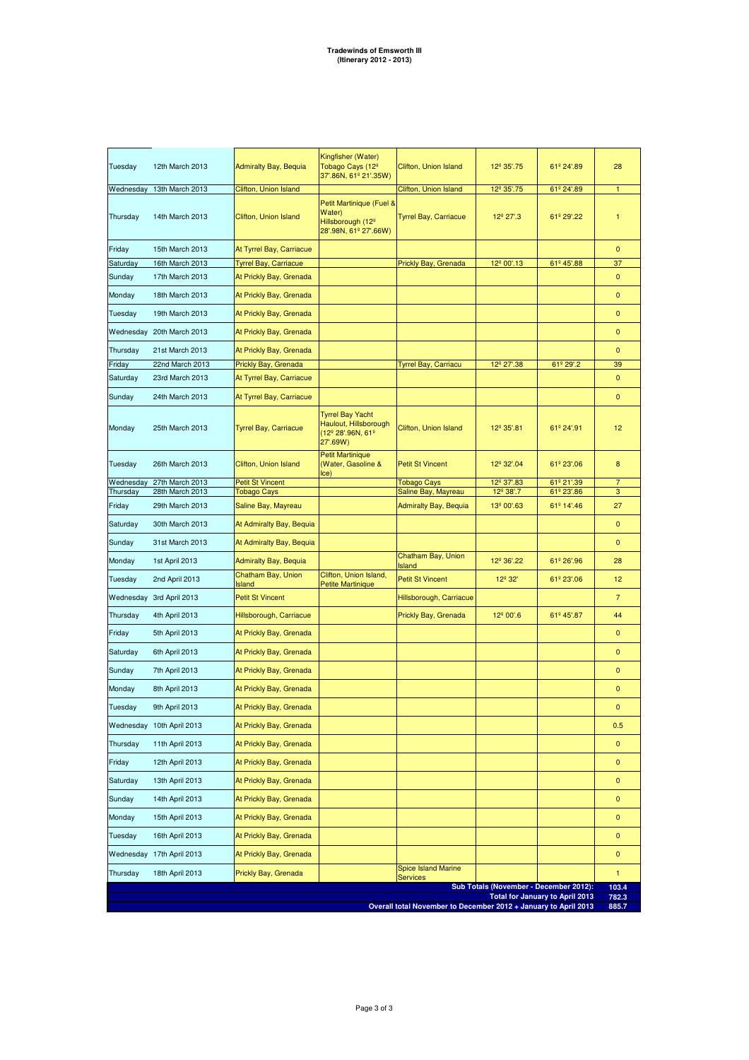**Tradewinds of Emsworth III**
**(Itinerary 2012 - 2013)**

| | | | | | | | |
|---|---|---|---|---|---|---|---|
| Tuesday | 12th March 2013 | Admiralty Bay, Bequia | Kingfisher (Water) Tobago Cays (12º 37'.86N, 61º 21'.35W) | Clifton, Union Island | 12º 35'.75 | 61º 24'.89 | 28 |
| Wednesday | 13th March 2013 | Clifton, Union Island | | Clifton, Union Island | 12º 35'.75 | 61º 24'.89 | 1 |
| Thursday | 14th March 2013 | Clifton, Union Island | Petit Martinique (Fuel & Water) Hillsborough (12º 28'.98N, 61º 27'.66W) | Tyrrel Bay, Carriacue | 12º 27'.3 | 61º 29'.22 | 1 |
| Friday | 15th March 2013 | At Tyrrel Bay, Carriacue | | | | | 0 |
| Saturday | 16th March 2013 | Tyrrel Bay, Carriacue | | Prickly Bay, Grenada | 12º 00'.13 | 61º 45'.88 | 37 |
| Sunday | 17th March 2013 | At Prickly Bay, Grenada | | | | | 0 |
| Monday | 18th March 2013 | At Prickly Bay, Grenada | | | | | 0 |
| Tuesday | 19th March 2013 | At Prickly Bay, Grenada | | | | | 0 |
| Wednesday | 20th March 2013 | At Prickly Bay, Grenada | | | | | 0 |
| Thursday | 21st March 2013 | At Prickly Bay, Grenada | | | | | 0 |
| Friday | 22nd March 2013 | Prickly Bay, Grenada | | Tyrrel Bay, Carriacu | 12º 27'.38 | 61º 29'.2 | 39 |
| Saturday | 23rd March 2013 | At Tyrrel Bay, Carriacue | | | | | 0 |
| Sunday | 24th March 2013 | At Tyrrel Bay, Carriacue | | | | | 0 |
| Monday | 25th March 2013 | Tyrrel Bay, Carriacue | Tyrrel Bay Yacht Haulout, Hillsborough (12º 28'.96N, 61º 27'.69W) | Clifton, Union Island | 12º 35'.81 | 61º 24'.91 | 12 |
| Tuesday | 26th March 2013 | Clifton, Union Island | Petit Martinique (Water, Gasoline & Ice) | Petit St Vincent | 12º 32'.04 | 61º 23'.06 | 8 |
| Wednesday | 27th March 2013 | Petit St Vincent | | Tobago Cays | 12º 37'.83 | 61º 21'.39 | 7 |
| Thursday | 28th March 2013 | Tobago Cays | | Saline Bay, Mayreau | 12º 38'.7 | 61º 23'.86 | 3 |
| Friday | 29th March 2013 | Saline Bay, Mayreau | | Admiralty Bay, Bequia | 13º 00'.63 | 61º 14'.46 | 27 |
| Saturday | 30th March 2013 | At Admiralty Bay, Bequia | | | | | 0 |
| Sunday | 31st March 2013 | At Admiralty Bay, Bequia | | | | | 0 |
| Monday | 1st April 2013 | Admiralty Bay, Bequia | | Chatham Bay, Union Island | 12º 36'.22 | 61º 26'.96 | 28 |
| Tuesday | 2nd April 2013 | Chatham Bay, Union Island | Clifton, Union Island, Petite Martinique | Petit St Vincent | 12º 32' | 61º 23'.06 | 12 |
| Wednesday | 3rd April 2013 | Petit St Vincent | | Hillsborough, Carriacue | | | 7 |
| Thursday | 4th April 2013 | Hillsborough, Carriacue | | Prickly Bay, Grenada | 12º 00'.6 | 61º 45'.87 | 44 |
| Friday | 5th April 2013 | At Prickly Bay, Grenada | | | | | 0 |
| Saturday | 6th April 2013 | At Prickly Bay, Grenada | | | | | 0 |
| Sunday | 7th April 2013 | At Prickly Bay, Grenada | | | | | 0 |
| Monday | 8th April 2013 | At Prickly Bay, Grenada | | | | | 0 |
| Tuesday | 9th April 2013 | At Prickly Bay, Grenada | | | | | 0 |
| Wednesday | 10th April 2013 | At Prickly Bay, Grenada | | | | | 0.5 |
| Thursday | 11th April 2013 | At Prickly Bay, Grenada | | | | | 0 |
| Friday | 12th April 2013 | At Prickly Bay, Grenada | | | | | 0 |
| Saturday | 13th April 2013 | At Prickly Bay, Grenada | | | | | 0 |
| Sunday | 14th April 2013 | At Prickly Bay, Grenada | | | | | 0 |
| Monday | 15th April 2013 | At Prickly Bay, Grenada | | | | | 0 |
| Tuesday | 16th April 2013 | At Prickly Bay, Grenada | | | | | 0 |
| Wednesday | 17th April 2013 | At Prickly Bay, Grenada | | | | | 0 |
| Thursday | 18th April 2013 | Prickly Bay, Grenada | | Spice Island Marine Services | | | 1 |
| | | | | | | **Sub Totals (November - December 2012):** | **103.4** |
| | | | | | | **Total for January to April 2013** | **782.3** |
| | | | | | | **Overall total November to December 2012 + January to April 2013** | **885.7** |